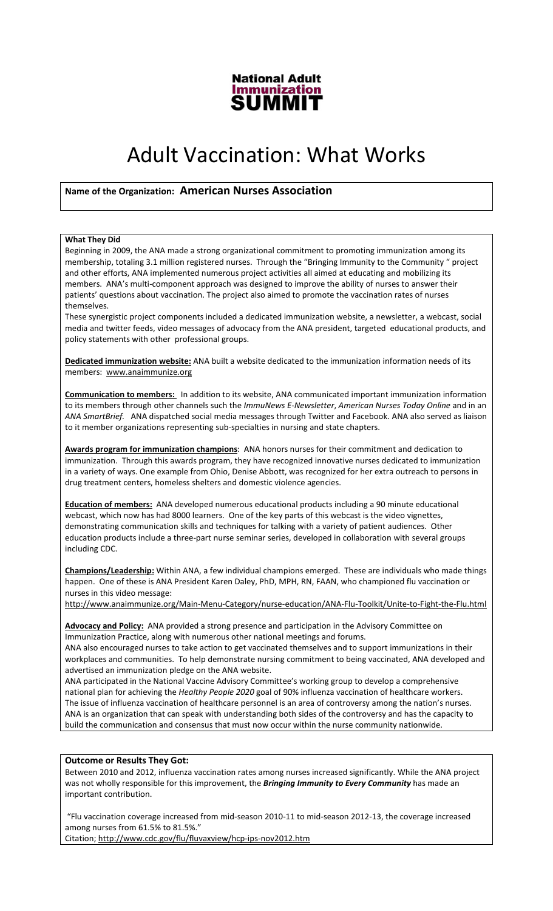**National Adult Immunization SUMMIT**

# Adult Vaccination: What Works

**Name of the Organization: American Nurses Association**

**What They Did**

Beginning in 2009, the ANA made a strong organizational commitment to promoting immunization among its membership, totaling 3.1 million registered nurses. Through the "Bringing Immunity to the Community " project and other efforts, ANA implemented numerous project activities all aimed at educating and mobilizing its members. ANA's multi-component approach was designed to improve the ability of nurses to answer their patients' questions about vaccination. The project also aimed to promote the vaccination rates of nurses themselves.

These synergistic project components included a dedicated immunization website, a newsletter, a webcast, social media and twitter feeds, video messages of advocacy from the ANA president, targeted educational products, and policy statements with other professional groups.

**Dedicated immunization website:** ANA built a website dedicated to the immunization information needs of its members: www.anaimmunize.org

**Communication to members:** In addition to its website, ANA communicated important immunization information to its members through other channels such the *ImmuNews E-Newsletter*, *American Nurses Today Online* and in an *ANA SmartBrief.* ANA dispatched social media messages through Twitter and Facebook. ANA also served as liaison to it member organizations representing sub-specialties in nursing and state chapters.

**Awards program for immunization champions**: ANA honors nurses for their commitment and dedication to immunization. Through this awards program, they have recognized innovative nurses dedicated to immunization in a variety of ways. One example from Ohio, Denise Abbott, was recognized for her extra outreach to persons in drug treatment centers, homeless shelters and domestic violence agencies.

**Education of members:** ANA developed numerous educational products including a 90 minute educational webcast, which now has had 8000 learners. One of the key parts of this webcast is the video vignettes, demonstrating communication skills and techniques for talking with a variety of patient audiences. Other education products include a three-part nurse seminar series, developed in collaboration with several groups including CDC.

**Champions/Leadership:** Within ANA, a few individual champions emerged. These are individuals who made things happen. One of these is ANA President Karen Daley, PhD, MPH, RN, FAAN, who championed flu vaccination or nurses in this video message:
http://www.anaimmunize.org/Main-Menu-Category/nurse-education/ANA-Flu-Toolkit/Unite-to-Fight-the-Flu.html

**Advocacy and Policy:** ANA provided a strong presence and participation in the Advisory Committee on Immunization Practice, along with numerous other national meetings and forums.

ANA also encouraged nurses to take action to get vaccinated themselves and to support immunizations in their workplaces and communities. To help demonstrate nursing commitment to being vaccinated, ANA developed and advertised an immunization pledge on the ANA website.

ANA participated in the National Vaccine Advisory Committee's working group to develop a comprehensive national plan for achieving the *Healthy People 2020* goal of 90% influenza vaccination of healthcare workers. The issue of influenza vaccination of healthcare personnel is an area of controversy among the nation's nurses. ANA is an organization that can speak with understanding both sides of the controversy and has the capacity to build the communication and consensus that must now occur within the nurse community nationwide.

**Outcome or Results They Got:**

Between 2010 and 2012, influenza vaccination rates among nurses increased significantly. While the ANA project was not wholly responsible for this improvement, the ***Bringing Immunity to Every Community*** has made an important contribution.

"Flu vaccination coverage increased from mid-season 2010-11 to mid-season 2012-13, the coverage increased among nurses from 61.5% to 81.5%."
Citation; http://www.cdc.gov/flu/fluvaxview/hcp-ips-nov2012.htm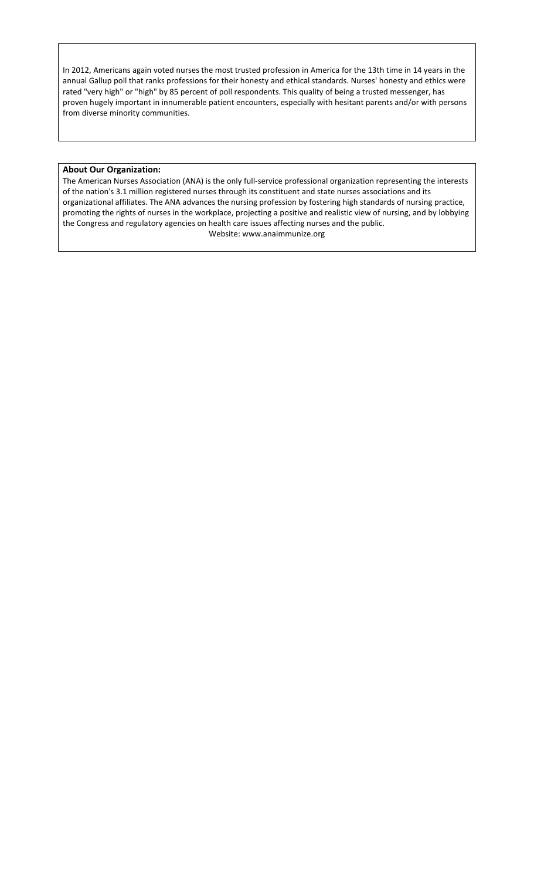In 2012, Americans again voted nurses the most trusted profession in America for the 13th time in 14 years in the annual Gallup poll that ranks professions for their honesty and ethical standards. Nurses' honesty and ethics were rated "very high" or "high" by 85 percent of poll respondents. This quality of being a trusted messenger, has proven hugely important in innumerable patient encounters, especially with hesitant parents and/or with persons from diverse minority communities.

**About Our Organization:**

The American Nurses Association (ANA) is the only full-service professional organization representing the interests of the nation's 3.1 million registered nurses through its constituent and state nurses associations and its organizational affiliates. The ANA advances the nursing profession by fostering high standards of nursing practice, promoting the rights of nurses in the workplace, projecting a positive and realistic view of nursing, and by lobbying the Congress and regulatory agencies on health care issues affecting nurses and the public.

Website: www.anaimmunize.org